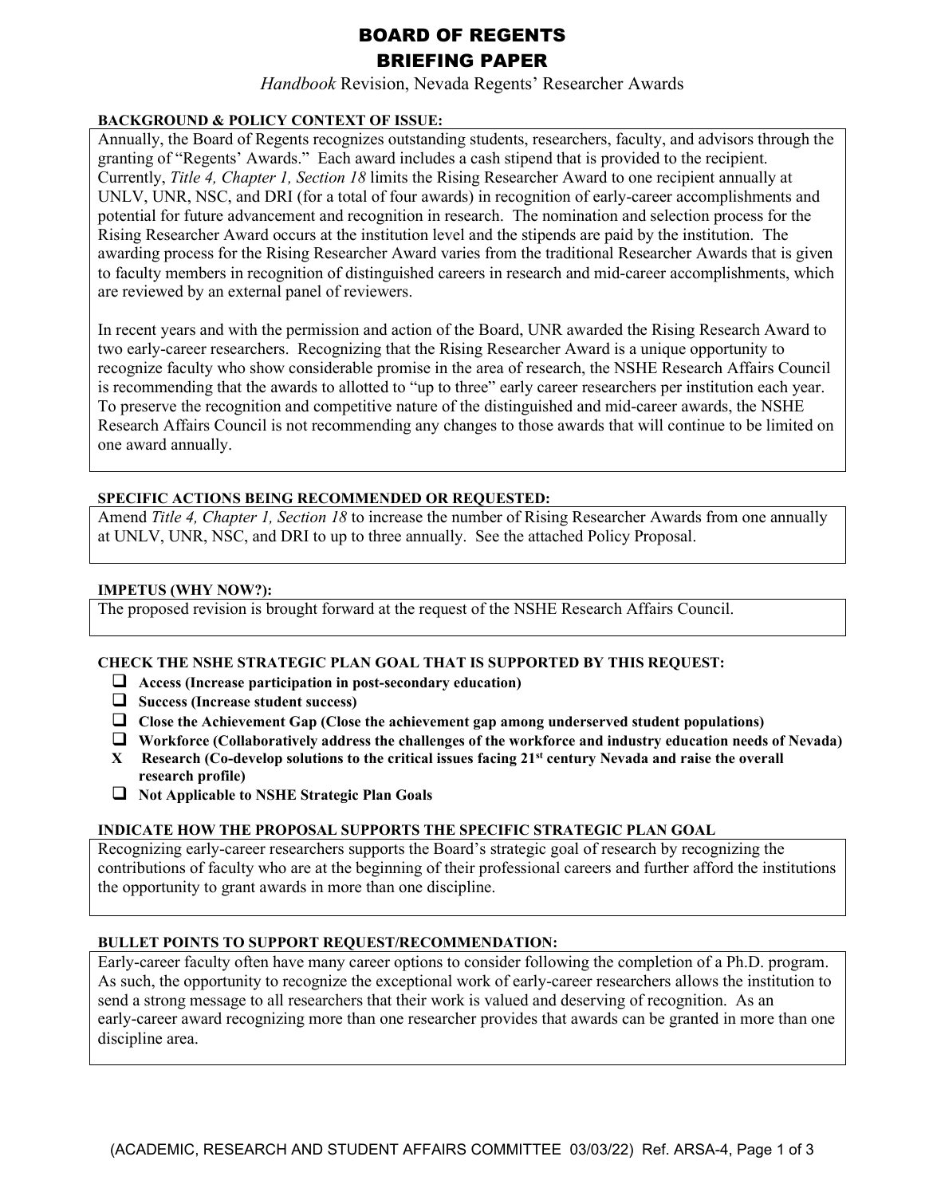# BOARD OF REGENTS
# BRIEFING PAPER

*Handbook* Revision, Nevada Regents' Researcher Awards

**BACKGROUND & POLICY CONTEXT OF ISSUE:**

Annually, the Board of Regents recognizes outstanding students, researchers, faculty, and advisors through the granting of "Regents' Awards." Each award includes a cash stipend that is provided to the recipient. Currently, *Title 4, Chapter 1, Section 18* limits the Rising Researcher Award to one recipient annually at UNLV, UNR, NSC, and DRI (for a total of four awards) in recognition of early-career accomplishments and potential for future advancement and recognition in research. The nomination and selection process for the Rising Researcher Award occurs at the institution level and the stipends are paid by the institution. The awarding process for the Rising Researcher Award varies from the traditional Researcher Awards that is given to faculty members in recognition of distinguished careers in research and mid-career accomplishments, which are reviewed by an external panel of reviewers.

In recent years and with the permission and action of the Board, UNR awarded the Rising Research Award to two early-career researchers. Recognizing that the Rising Researcher Award is a unique opportunity to recognize faculty who show considerable promise in the area of research, the NSHE Research Affairs Council is recommending that the awards to allotted to "up to three" early career researchers per institution each year. To preserve the recognition and competitive nature of the distinguished and mid-career awards, the NSHE Research Affairs Council is not recommending any changes to those awards that will continue to be limited on one award annually.

**SPECIFIC ACTIONS BEING RECOMMENDED OR REQUESTED:**

Amend *Title 4, Chapter 1, Section 18* to increase the number of Rising Researcher Awards from one annually at UNLV, UNR, NSC, and DRI to up to three annually. See the attached Policy Proposal.

**IMPETUS (WHY NOW?):**

The proposed revision is brought forward at the request of the NSHE Research Affairs Council.

**CHECK THE NSHE STRATEGIC PLAN GOAL THAT IS SUPPORTED BY THIS REQUEST:**

- ☐ **Access (Increase participation in post-secondary education)**
- ☐ **Success (Increase student success)**
- ☐ **Close the Achievement Gap (Close the achievement gap among underserved student populations)**
- ☐ **Workforce (Collaboratively address the challenges of the workforce and industry education needs of Nevada)**
- X **Research (Co-develop solutions to the critical issues facing 21st century Nevada and raise the overall research profile)**
- ☐ **Not Applicable to NSHE Strategic Plan Goals**

**INDICATE HOW THE PROPOSAL SUPPORTS THE SPECIFIC STRATEGIC PLAN GOAL**

Recognizing early-career researchers supports the Board's strategic goal of research by recognizing the contributions of faculty who are at the beginning of their professional careers and further afford the institutions the opportunity to grant awards in more than one discipline.

**BULLET POINTS TO SUPPORT REQUEST/RECOMMENDATION:**

Early-career faculty often have many career options to consider following the completion of a Ph.D. program. As such, the opportunity to recognize the exceptional work of early-career researchers allows the institution to send a strong message to all researchers that their work is valued and deserving of recognition. As an early-career award recognizing more than one researcher provides that awards can be granted in more than one discipline area.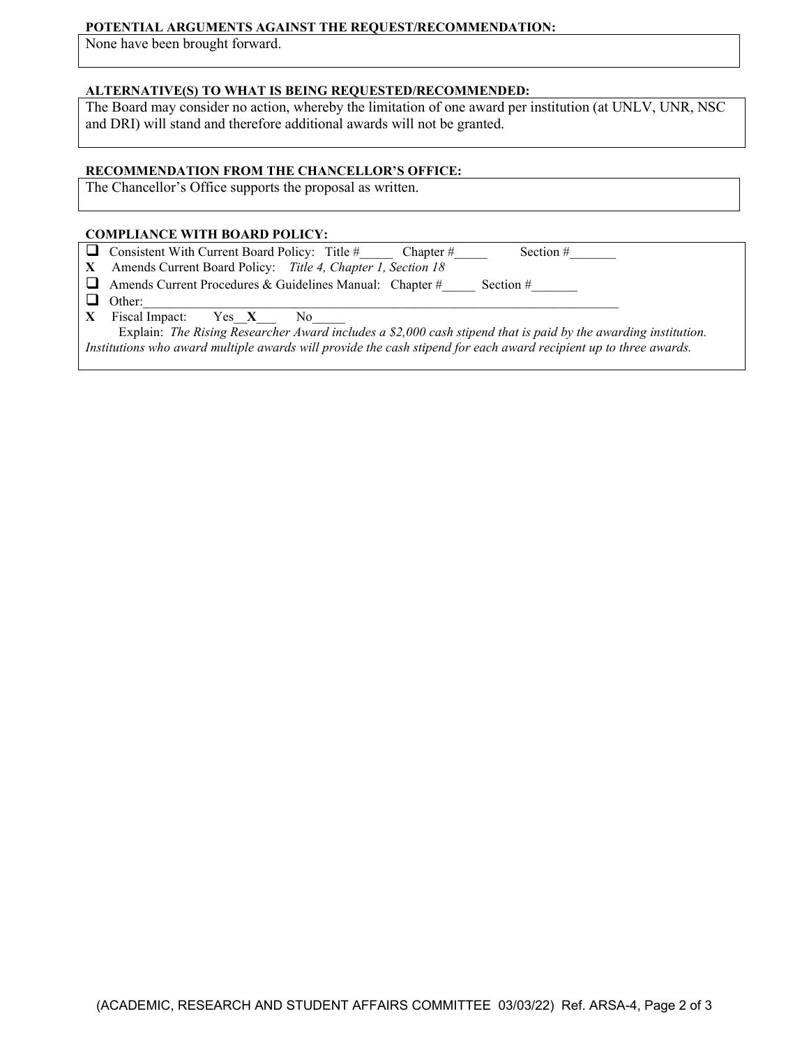**POTENTIAL ARGUMENTS AGAINST THE REQUEST/RECOMMENDATION:**

None have been brought forward.

**ALTERNATIVE(S) TO WHAT IS BEING REQUESTED/RECOMMENDED:**

The Board may consider no action, whereby the limitation of one award per institution (at UNLV, UNR, NSC and DRI) will stand and therefore additional awards will not be granted.

**RECOMMENDATION FROM THE CHANCELLOR'S OFFICE:**

The Chancellor's Office supports the proposal as written.

**COMPLIANCE WITH BOARD POLICY:**

- ☐ Consistent With Current Board Policy: Title #_____ Chapter #_____ Section #_______
- **X** Amends Current Board Policy: *Title 4, Chapter 1, Section 18*
- ☐ Amends Current Procedures & Guidelines Manual: Chapter #_____ Section #_______
- ☐ Other:___________________________________________________________________________
- **X** Fiscal Impact: Yes__**X**___ No_____

  Explain: *The Rising Researcher Award includes a $2,000 cash stipend that is paid by the awarding institution. Institutions who award multiple awards will provide the cash stipend for each award recipient up to three awards.*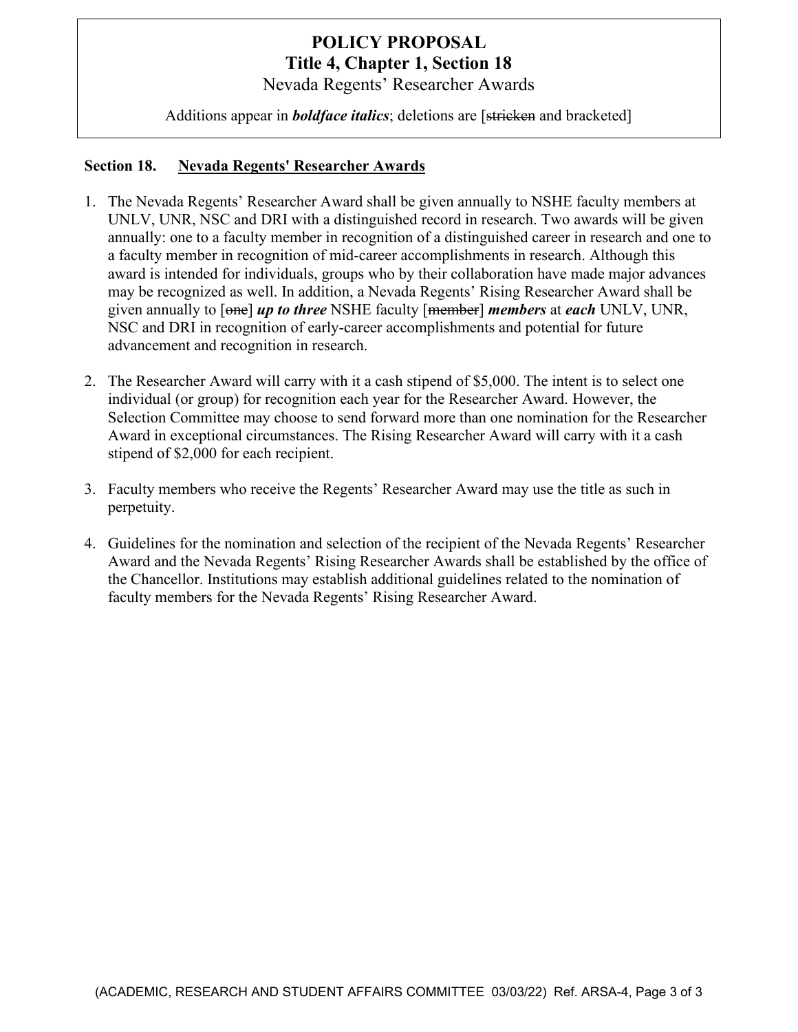**POLICY PROPOSAL**
**Title 4, Chapter 1, Section 18**
Nevada Regents' Researcher Awards

Additions appear in ***boldface italics***; deletions are [~~stricken~~ and bracketed]

**Section 18. <u>Nevada Regents' Researcher Awards</u>**

1. The Nevada Regents' Researcher Award shall be given annually to NSHE faculty members at UNLV, UNR, NSC and DRI with a distinguished record in research. Two awards will be given annually: one to a faculty member in recognition of a distinguished career in research and one to a faculty member in recognition of mid-career accomplishments in research. Although this award is intended for individuals, groups who by their collaboration have made major advances may be recognized as well. In addition, a Nevada Regents' Rising Researcher Award shall be given annually to [~~one~~] ***up to three*** NSHE faculty [~~member~~] ***members*** at ***each*** UNLV, UNR, NSC and DRI in recognition of early-career accomplishments and potential for future advancement and recognition in research.

2. The Researcher Award will carry with it a cash stipend of $5,000. The intent is to select one individual (or group) for recognition each year for the Researcher Award. However, the Selection Committee may choose to send forward more than one nomination for the Researcher Award in exceptional circumstances. The Rising Researcher Award will carry with it a cash stipend of $2,000 for each recipient.

3. Faculty members who receive the Regents' Researcher Award may use the title as such in perpetuity.

4. Guidelines for the nomination and selection of the recipient of the Nevada Regents' Researcher Award and the Nevada Regents' Rising Researcher Awards shall be established by the office of the Chancellor. Institutions may establish additional guidelines related to the nomination of faculty members for the Nevada Regents' Rising Researcher Award.